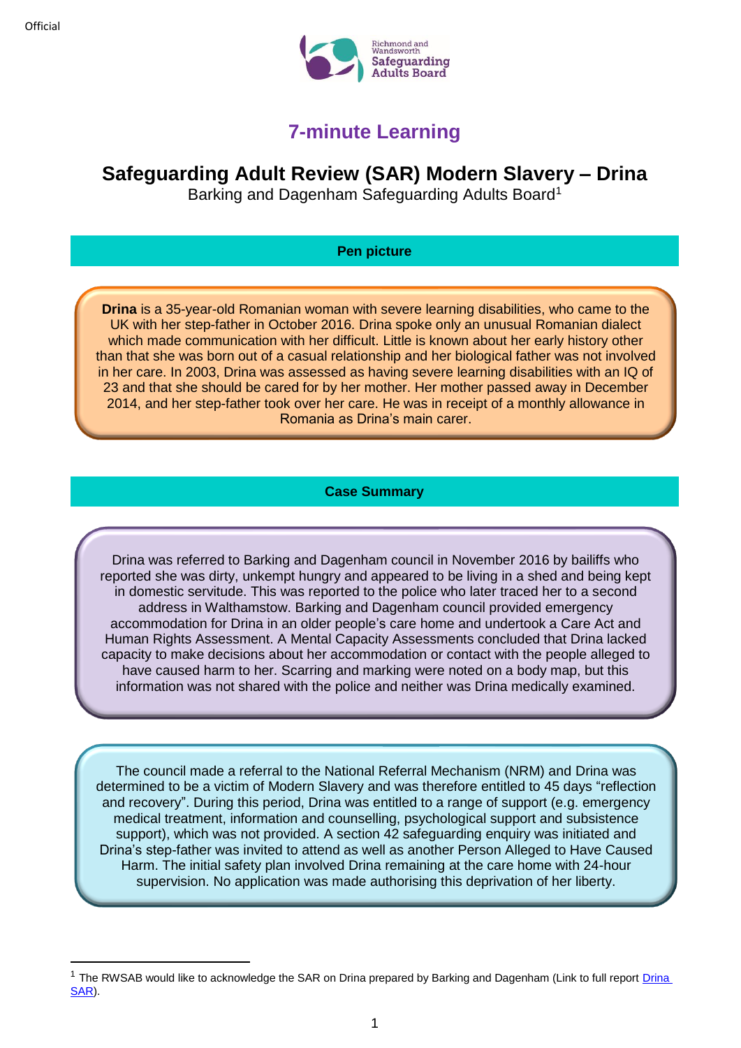Official

Richmond and Wandsworth Safeguarding Adults Board

# 7-minute Learning

## Safeguarding Adult Review (SAR) Modern Slavery – Drina

Barking and Dagenham Safeguarding Adults Board[1]

### Pen picture

**Drina** is a 35-year-old Romanian woman with severe learning disabilities, who came to the UK with her step-father in October 2016. Drina spoke only an unusual Romanian dialect which made communication with her difficult. Little is known about her early history other than that she was born out of a casual relationship and her biological father was not involved in her care. In 2003, Drina was assessed as having severe learning disabilities with an IQ of 23 and that she should be cared for by her mother. Her mother passed away in December 2014, and her step-father took over her care. He was in receipt of a monthly allowance in Romania as Drina's main carer.

### Case Summary

Drina was referred to Barking and Dagenham council in November 2016 by bailiffs who reported she was dirty, unkempt hungry and appeared to be living in a shed and being kept in domestic servitude. This was reported to the police who later traced her to a second address in Walthamstow. Barking and Dagenham council provided emergency accommodation for Drina in an older people's care home and undertook a Care Act and Human Rights Assessment. A Mental Capacity Assessments concluded that Drina lacked capacity to make decisions about her accommodation or contact with the people alleged to have caused harm to her. Scarring and marking were noted on a body map, but this information was not shared with the police and neither was Drina medically examined.

The council made a referral to the National Referral Mechanism (NRM) and Drina was determined to be a victim of Modern Slavery and was therefore entitled to 45 days "reflection and recovery". During this period, Drina was entitled to a range of support (e.g. emergency medical treatment, information and counselling, psychological support and subsistence support), which was not provided. A section 42 safeguarding enquiry was initiated and Drina's step-father was invited to attend as well as another Person Alleged to Have Caused Harm. The initial safety plan involved Drina remaining at the care home with 24-hour supervision. No application was made authorising this deprivation of her liberty.

---

[1] The RWSAB would like to acknowledge the SAR on Drina prepared by Barking and Dagenham (Link to full report [Drina SAR]).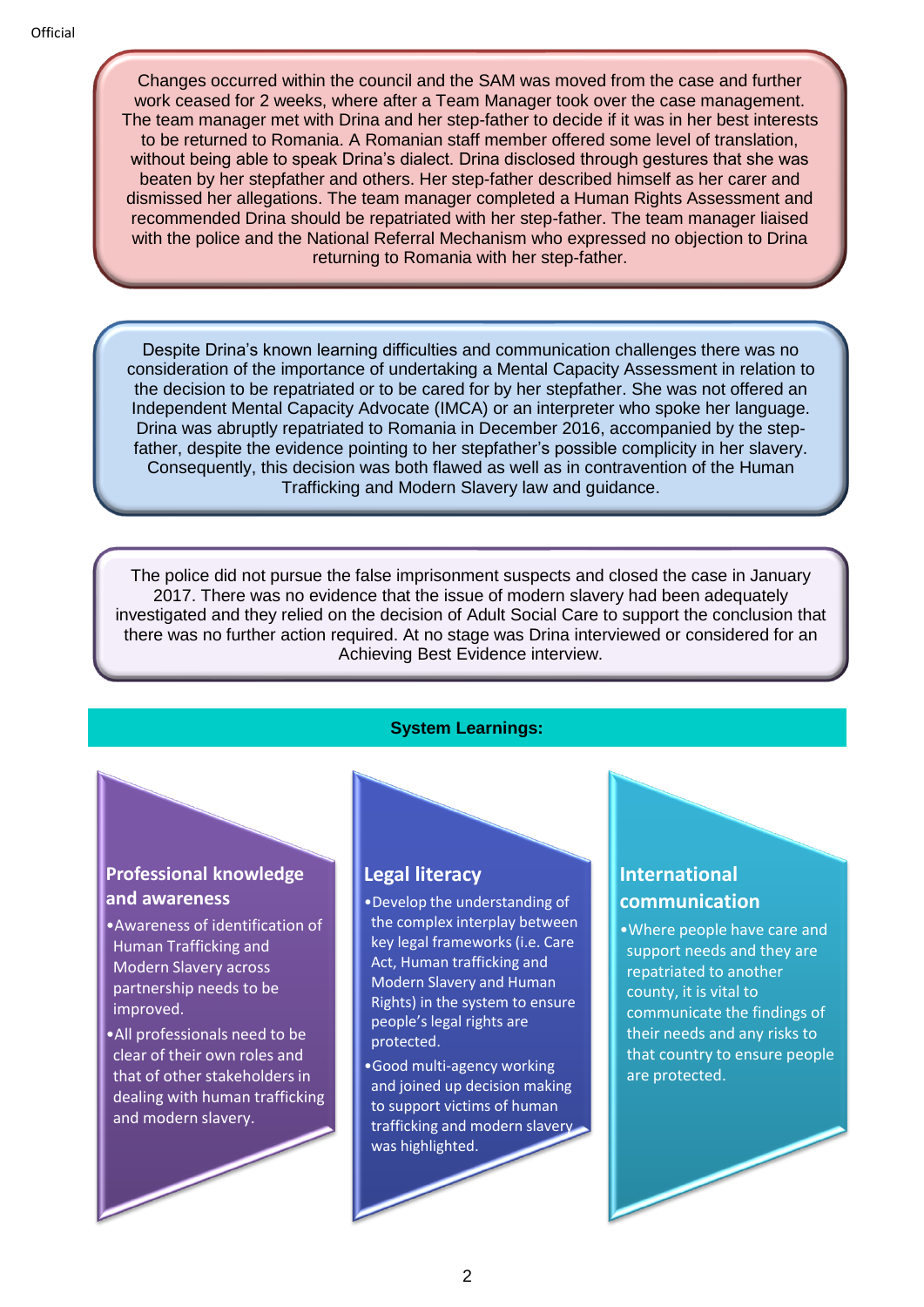Changes occurred within the council and the SAM was moved from the case and further work ceased for 2 weeks, where after a Team Manager took over the case management. The team manager met with Drina and her step-father to decide if it was in her best interests to be returned to Romania. A Romanian staff member offered some level of translation, without being able to speak Drina's dialect. Drina disclosed through gestures that she was beaten by her stepfather and others. Her step-father described himself as her carer and dismissed her allegations. The team manager completed a Human Rights Assessment and recommended Drina should be repatriated with her step-father. The team manager liaised with the police and the National Referral Mechanism who expressed no objection to Drina returning to Romania with her step-father.

Despite Drina's known learning difficulties and communication challenges there was no consideration of the importance of undertaking a Mental Capacity Assessment in relation to the decision to be repatriated or to be cared for by her stepfather. She was not offered an Independent Mental Capacity Advocate (IMCA) or an interpreter who spoke her language. Drina was abruptly repatriated to Romania in December 2016, accompanied by the step-father, despite the evidence pointing to her stepfather's possible complicity in her slavery. Consequently, this decision was both flawed as well as in contravention of the Human Trafficking and Modern Slavery law and guidance.

The police did not pursue the false imprisonment suspects and closed the case in January 2017. There was no evidence that the issue of modern slavery had been adequately investigated and they relied on the decision of Adult Social Care to support the conclusion that there was no further action required. At no stage was Drina interviewed or considered for an Achieving Best Evidence interview.

## System Learnings:

### Professional knowledge and awareness

- Awareness of identification of Human Trafficking and Modern Slavery across partnership needs to be improved.
- All professionals need to be clear of their own roles and that of other stakeholders in dealing with human trafficking and modern slavery.

### Legal literacy

- Develop the understanding of the complex interplay between key legal frameworks (i.e. Care Act, Human trafficking and Modern Slavery and Human Rights) in the system to ensure people's legal rights are protected.
- Good multi-agency working and joined up decision making to support victims of human trafficking and modern slavery was highlighted.

### International communication

- Where people have care and support needs and they are repatriated to another county, it is vital to communicate the findings of their needs and any risks to that country to ensure people are protected.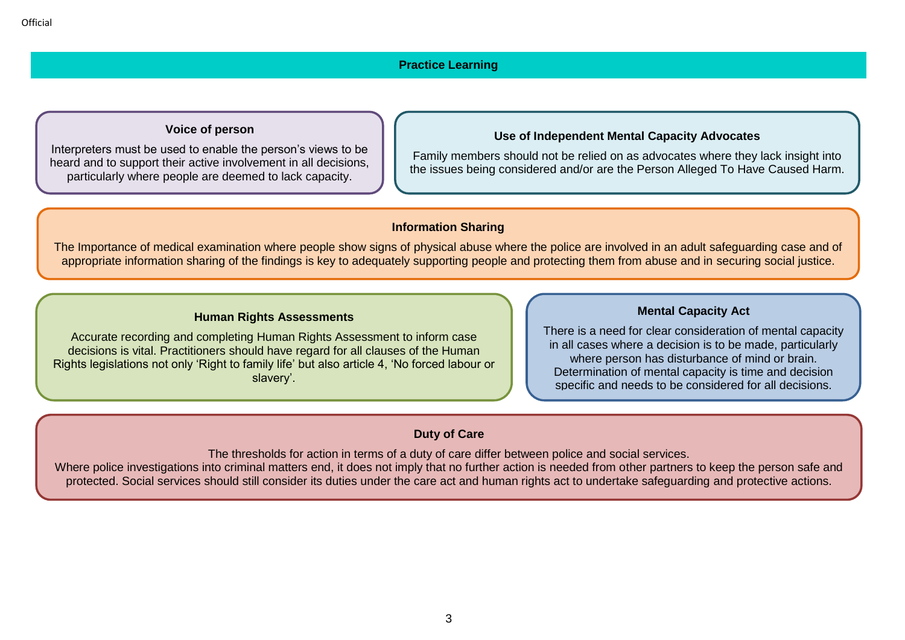## Practice Learning

### Voice of person

Interpreters must be used to enable the person's views to be heard and to support their active involvement in all decisions, particularly where people are deemed to lack capacity.

### Use of Independent Mental Capacity Advocates

Family members should not be relied on as advocates where they lack insight into the issues being considered and/or are the Person Alleged To Have Caused Harm.

### Information Sharing

The Importance of medical examination where people show signs of physical abuse where the police are involved in an adult safeguarding case and of appropriate information sharing of the findings is key to adequately supporting people and protecting them from abuse and in securing social justice.

### Human Rights Assessments

Accurate recording and completing Human Rights Assessment to inform case decisions is vital. Practitioners should have regard for all clauses of the Human Rights legislations not only 'Right to family life' but also article 4, 'No forced labour or slavery'.

### Mental Capacity Act

There is a need for clear consideration of mental capacity in all cases where a decision is to be made, particularly where person has disturbance of mind or brain. Determination of mental capacity is time and decision specific and needs to be considered for all decisions.

### Duty of Care

The thresholds for action in terms of a duty of care differ between police and social services.
Where police investigations into criminal matters end, it does not imply that no further action is needed from other partners to keep the person safe and protected. Social services should still consider its duties under the care act and human rights act to undertake safeguarding and protective actions.